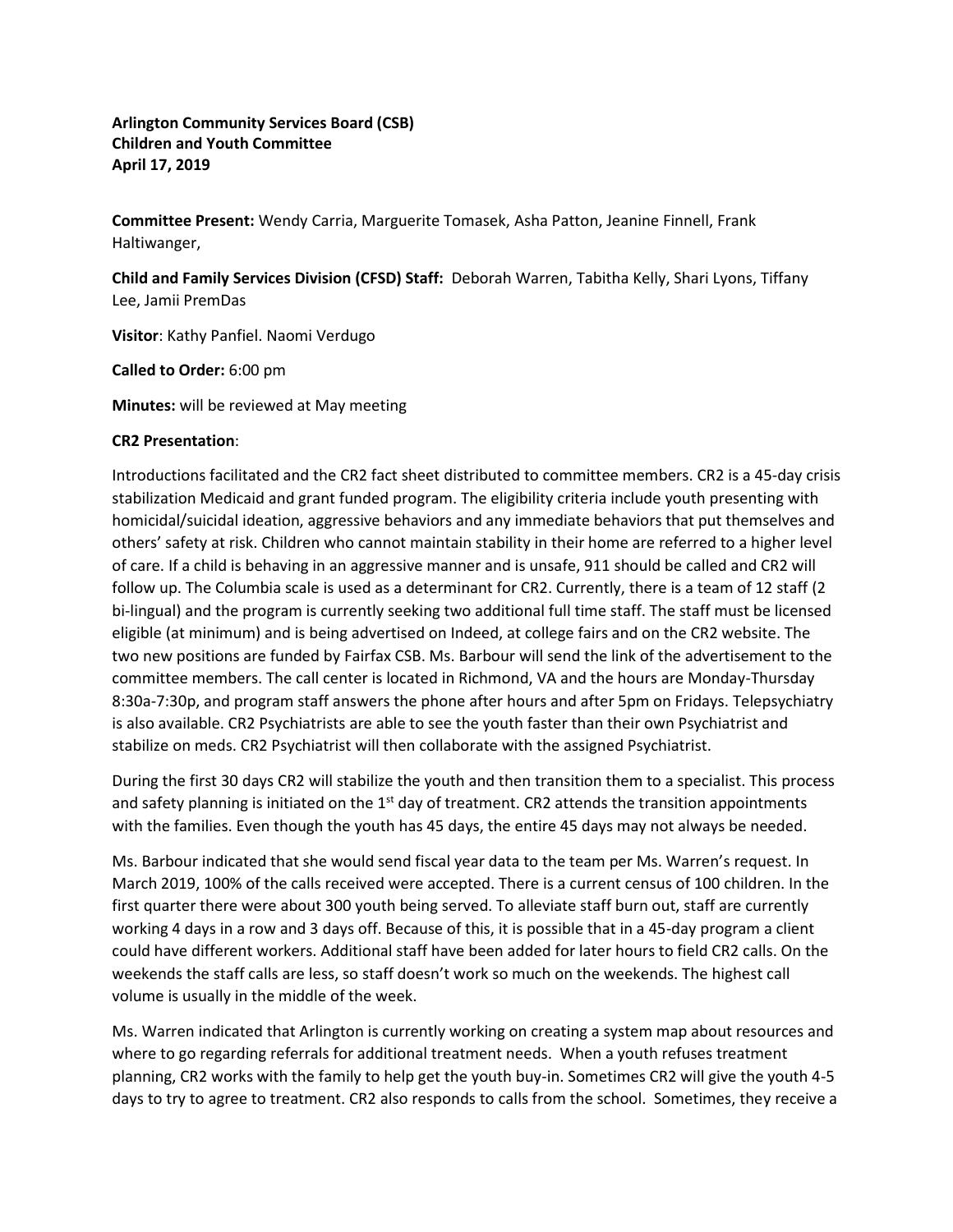**Arlington Community Services Board (CSB)**
**Children and Youth Committee**
**April 17, 2019**

**Committee Present:** Wendy Carria, Marguerite Tomasek, Asha Patton, Jeanine Finnell, Frank Haltiwanger,

**Child and Family Services Division (CFSD) Staff:** Deborah Warren, Tabitha Kelly, Shari Lyons, Tiffany Lee, Jamii PremDas

**Visitor**: Kathy Panfiel. Naomi Verdugo

**Called to Order:** 6:00 pm

**Minutes:** will be reviewed at May meeting

**CR2 Presentation**:

Introductions facilitated and the CR2 fact sheet distributed to committee members. CR2 is a 45-day crisis stabilization Medicaid and grant funded program. The eligibility criteria include youth presenting with homicidal/suicidal ideation, aggressive behaviors and any immediate behaviors that put themselves and others' safety at risk. Children who cannot maintain stability in their home are referred to a higher level of care. If a child is behaving in an aggressive manner and is unsafe, 911 should be called and CR2 will follow up. The Columbia scale is used as a determinant for CR2. Currently, there is a team of 12 staff (2 bi-lingual) and the program is currently seeking two additional full time staff. The staff must be licensed eligible (at minimum) and is being advertised on Indeed, at college fairs and on the CR2 website. The two new positions are funded by Fairfax CSB. Ms. Barbour will send the link of the advertisement to the committee members. The call center is located in Richmond, VA and the hours are Monday-Thursday 8:30a-7:30p, and program staff answers the phone after hours and after 5pm on Fridays. Telepsychiatry is also available. CR2 Psychiatrists are able to see the youth faster than their own Psychiatrist and stabilize on meds. CR2 Psychiatrist will then collaborate with the assigned Psychiatrist.

During the first 30 days CR2 will stabilize the youth and then transition them to a specialist. This process and safety planning is initiated on the 1st day of treatment. CR2 attends the transition appointments with the families. Even though the youth has 45 days, the entire 45 days may not always be needed.

Ms. Barbour indicated that she would send fiscal year data to the team per Ms. Warren's request. In March 2019, 100% of the calls received were accepted. There is a current census of 100 children. In the first quarter there were about 300 youth being served. To alleviate staff burn out, staff are currently working 4 days in a row and 3 days off. Because of this, it is possible that in a 45-day program a client could have different workers. Additional staff have been added for later hours to field CR2 calls. On the weekends the staff calls are less, so staff doesn't work so much on the weekends. The highest call volume is usually in the middle of the week.

Ms. Warren indicated that Arlington is currently working on creating a system map about resources and where to go regarding referrals for additional treatment needs. When a youth refuses treatment planning, CR2 works with the family to help get the youth buy-in. Sometimes CR2 will give the youth 4-5 days to try to agree to treatment. CR2 also responds to calls from the school. Sometimes, they receive a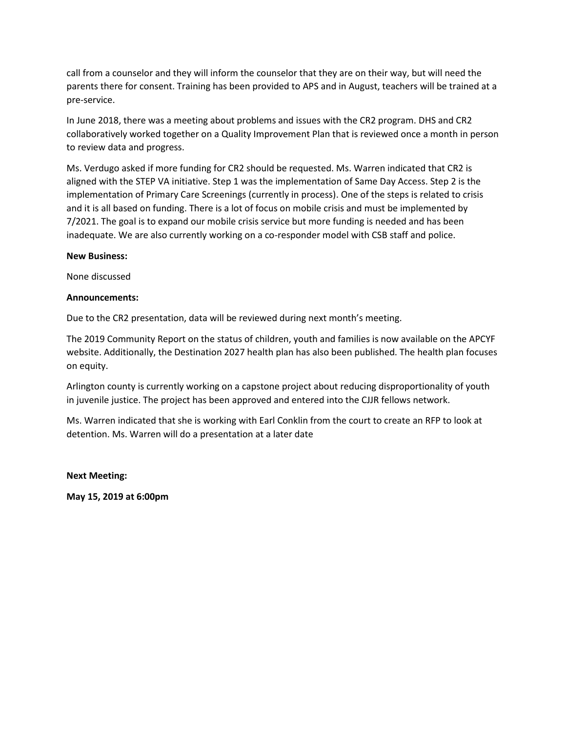call from a counselor and they will inform the counselor that they are on their way, but will need the parents there for consent. Training has been provided to APS and in August, teachers will be trained at a pre-service.

In June 2018, there was a meeting about problems and issues with the CR2 program. DHS and CR2 collaboratively worked together on a Quality Improvement Plan that is reviewed once a month in person to review data and progress.

Ms. Verdugo asked if more funding for CR2 should be requested. Ms. Warren indicated that CR2 is aligned with the STEP VA initiative. Step 1 was the implementation of Same Day Access. Step 2 is the implementation of Primary Care Screenings (currently in process). One of the steps is related to crisis and it is all based on funding. There is a lot of focus on mobile crisis and must be implemented by 7/2021. The goal is to expand our mobile crisis service but more funding is needed and has been inadequate. We are also currently working on a co-responder model with CSB staff and police.

**New Business:**

None discussed

**Announcements:**

Due to the CR2 presentation, data will be reviewed during next month's meeting.

The 2019 Community Report on the status of children, youth and families is now available on the APCYF website. Additionally, the Destination 2027 health plan has also been published. The health plan focuses on equity.

Arlington county is currently working on a capstone project about reducing disproportionality of youth in juvenile justice. The project has been approved and entered into the CJJR fellows network.

Ms. Warren indicated that she is working with Earl Conklin from the court to create an RFP to look at detention. Ms. Warren will do a presentation at a later date

**Next Meeting:**

**May 15, 2019 at 6:00pm**